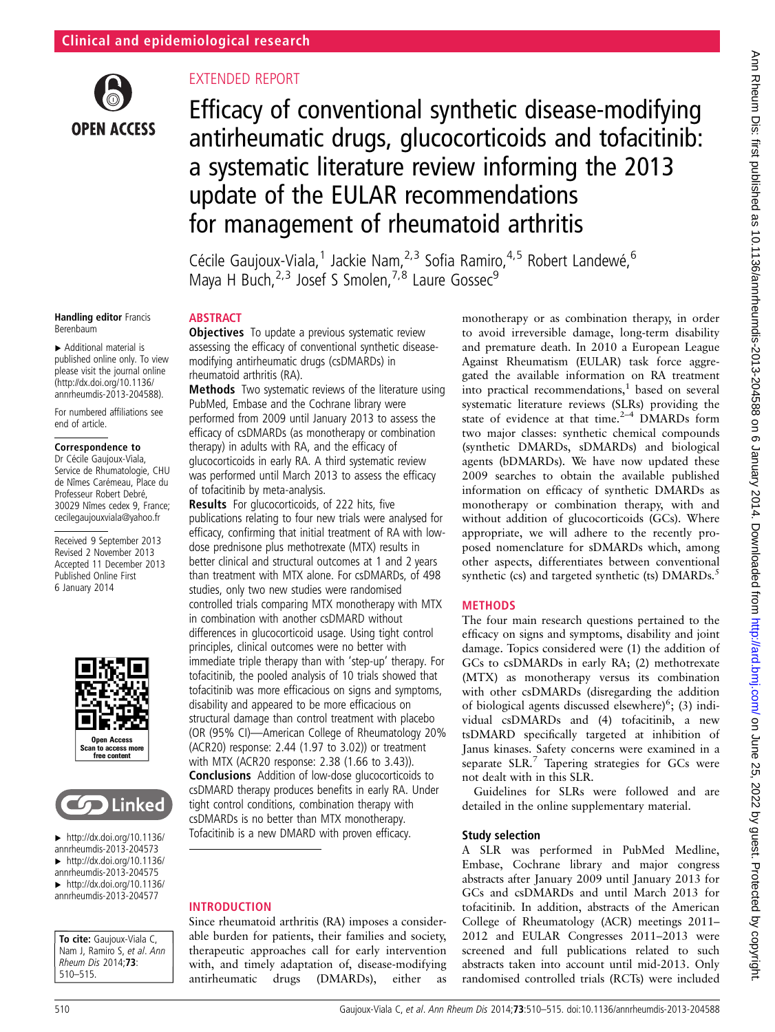Clinical and epidemiological research

EXTENDED REPORT

# Efficacy of conventional synthetic disease-modifying antirheumatic drugs, glucocorticoids and tofacitinib: a systematic literature review informing the 2013 update of the EULAR recommendations for management of rheumatoid arthritis

Cécile Gaujoux-Viala,[1] Jackie Nam,[2,3] Sofia Ramiro,[4,5] Robert Landewé,[6] Maya H Buch,[2,3] Josef S Smolen,[7,8] Laure Gossec[9]

**Handling editor** Francis Berenbaum

▸ Additional material is published online only. To view please visit the journal online (http://dx.doi.org/10.1136/annrheumdis-2013-204588).

For numbered affiliations see end of article.

**Correspondence to**
Dr Cécile Gaujoux-Viala, Service de Rhumatologie, CHU de Nîmes Carémeau, Place du Professeur Robert Debré, 30029 Nîmes cedex 9, France; cecilegaujouxviala@yahoo.fr

Received 9 September 2013
Revised 2 November 2013
Accepted 11 December 2013
Published Online First 6 January 2014

▸ http://dx.doi.org/10.1136/annrheumdis-2013-204573
▸ http://dx.doi.org/10.1136/annrheumdis-2013-204575
▸ http://dx.doi.org/10.1136/annrheumdis-2013-204577

**To cite:** Gaujoux-Viala C, Nam J, Ramiro S, *et al*. *Ann Rheum Dis* 2014;**73**:510–515.

## ABSTRACT

**Objectives** To update a previous systematic review assessing the efficacy of conventional synthetic disease-modifying antirheumatic drugs (csDMARDs) in rheumatoid arthritis (RA).

**Methods** Two systematic reviews of the literature using PubMed, Embase and the Cochrane library were performed from 2009 until January 2013 to assess the efficacy of csDMARDs (as monotherapy or combination therapy) in adults with RA, and the efficacy of glucocorticoids in early RA. A third systematic review was performed until March 2013 to assess the efficacy of tofacitinib by meta-analysis.

**Results** For glucocorticoids, of 222 hits, five publications relating to four new trials were analysed for efficacy, confirming that initial treatment of RA with low-dose prednisone plus methotrexate (MTX) results in better clinical and structural outcomes at 1 and 2 years than treatment with MTX alone. For csDMARDs, of 498 studies, only two new studies were randomised controlled trials comparing MTX monotherapy with MTX in combination with another csDMARD without differences in glucocorticoid usage. Using tight control principles, clinical outcomes were no better with immediate triple therapy than with 'step-up' therapy. For tofacitinib, the pooled analysis of 10 trials showed that tofacitinib was more efficacious on signs and symptoms, disability and appeared to be more efficacious on structural damage than control treatment with placebo (OR (95% CI)—American College of Rheumatology 20% (ACR20) response: 2.44 (1.97 to 3.02)) or treatment with MTX (ACR20 response: 2.38 (1.66 to 3.43)).

**Conclusions** Addition of low-dose glucocorticoids to csDMARD therapy produces benefits in early RA. Under tight control conditions, combination therapy with csDMARDs is no better than MTX monotherapy. Tofacitinib is a new DMARD with proven efficacy.

## INTRODUCTION

Since rheumatoid arthritis (RA) imposes a considerable burden for patients, their families and society, therapeutic approaches call for early intervention with, and timely adaptation of, disease-modifying antirheumatic drugs (DMARDs), either as monotherapy or as combination therapy, in order to avoid irreversible damage, long-term disability and premature death. In 2010 a European League Against Rheumatism (EULAR) task force aggregated the available information on RA treatment into practical recommendations,[1] based on several systematic literature reviews (SLRs) providing the state of evidence at that time.[2–4] DMARDs form two major classes: synthetic chemical compounds (synthetic DMARDs, sDMARDs) and biological agents (bDMARDs). We have now updated these 2009 searches to obtain the available published information on efficacy of synthetic DMARDs as monotherapy or combination therapy, with and without addition of glucocorticoids (GCs). Where appropriate, we will adhere to the recently proposed nomenclature for sDMARDs which, among other aspects, differentiates between conventional synthetic (cs) and targeted synthetic (ts) DMARDs.[5]

## METHODS

The four main research questions pertained to the efficacy on signs and symptoms, disability and joint damage. Topics considered were (1) the addition of GCs to csDMARDs in early RA; (2) methotrexate (MTX) as monotherapy versus its combination with other csDMARDs (disregarding the addition of biological agents discussed elsewhere)[6]; (3) individual csDMARDs and (4) tofacitinib, a new tsDMARD specifically targeted at inhibition of Janus kinases. Safety concerns were examined in a separate SLR.[7] Tapering strategies for GCs were not dealt with in this SLR.

Guidelines for SLRs were followed and are detailed in the online supplementary material.

### Study selection

A SLR was performed in PubMed Medline, Embase, Cochrane library and major congress abstracts after January 2009 until January 2013 for GCs and csDMARDs and until March 2013 for tofacitinib. In addition, abstracts of the American College of Rheumatology (ACR) meetings 2011–2012 and EULAR Congresses 2011–2013 were screened and full publications related to such abstracts taken into account until mid-2013. Only randomised controlled trials (RCTs) were included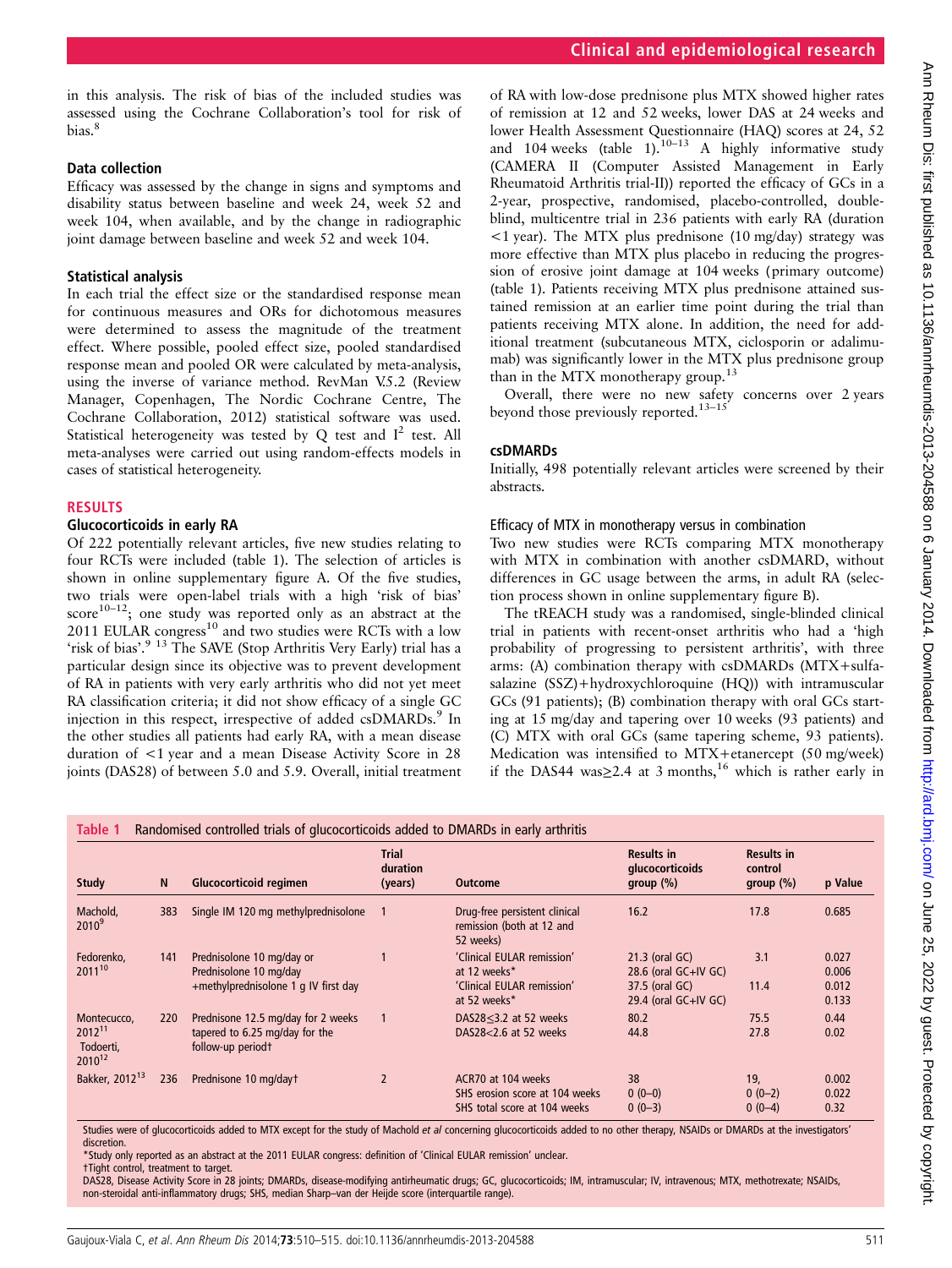in this analysis. The risk of bias of the included studies was assessed using the Cochrane Collaboration's tool for risk of bias.[8]

### Data collection

Efficacy was assessed by the change in signs and symptoms and disability status between baseline and week 24, week 52 and week 104, when available, and by the change in radiographic joint damage between baseline and week 52 and week 104.

### Statistical analysis

In each trial the effect size or the standardised response mean for continuous measures and ORs for dichotomous measures were determined to assess the magnitude of the treatment effect. Where possible, pooled effect size, pooled standardised response mean and pooled OR were calculated by meta-analysis, using the inverse of variance method. RevMan V.5.2 (Review Manager, Copenhagen, The Nordic Cochrane Centre, The Cochrane Collaboration, 2012) statistical software was used. Statistical heterogeneity was tested by Q test and $I^2$ test. All meta-analyses were carried out using random-effects models in cases of statistical heterogeneity.

## RESULTS

### Glucocorticoids in early RA

Of 222 potentially relevant articles, five new studies relating to four RCTs were included (table 1). The selection of articles is shown in online supplementary figure A. Of the five studies, two trials were open-label trials with a high 'risk of bias' score[10–12]; one study was reported only as an abstract at the 2011 EULAR congress[10] and two studies were RCTs with a low 'risk of bias'.[9 13] The SAVE (Stop Arthritis Very Early) trial has a particular design since its objective was to prevent development of RA in patients with very early arthritis who did not yet meet RA classification criteria; it did not show efficacy of a single GC injection in this respect, irrespective of added csDMARDs.[9] In the other studies all patients had early RA, with a mean disease duration of <1 year and a mean Disease Activity Score in 28 joints (DAS28) of between 5.0 and 5.9. Overall, initial treatment of RA with low-dose prednisone plus MTX showed higher rates of remission at 12 and 52 weeks, lower DAS at 24 weeks and lower Health Assessment Questionnaire (HAQ) scores at 24, 52 and 104 weeks (table 1).[10–13] A highly informative study (CAMERA II (Computer Assisted Management in Early Rheumatoid Arthritis trial-II)) reported the efficacy of GCs in a 2-year, prospective, randomised, placebo-controlled, double-blind, multicentre trial in 236 patients with early RA (duration <1 year). The MTX plus prednisone (10 mg/day) strategy was more effective than MTX plus placebo in reducing the progression of erosive joint damage at 104 weeks (primary outcome) (table 1). Patients receiving MTX plus prednisone attained sustained remission at an earlier time point during the trial than patients receiving MTX alone. In addition, the need for additional treatment (subcutaneous MTX, ciclosporin or adalimumab) was significantly lower in the MTX plus prednisone group than in the MTX monotherapy group.[13]

Overall, there were no new safety concerns over 2 years beyond those previously reported.[13–15]

### csDMARDs

Initially, 498 potentially relevant articles were screened by their abstracts.

#### Efficacy of MTX in monotherapy versus in combination

Two new studies were RCTs comparing MTX monotherapy with MTX in combination with another csDMARD, without differences in GC usage between the arms, in adult RA (selection process shown in online supplementary figure B).

The tREACH study was a randomised, single-blinded clinical trial in patients with recent-onset arthritis who had a 'high probability of progressing to persistent arthritis', with three arms: (A) combination therapy with csDMARDs (MTX+sulfasalazine (SSZ)+hydroxychloroquine (HQ)) with intramuscular GCs (91 patients); (B) combination therapy with oral GCs starting at 15 mg/day and tapering over 10 weeks (93 patients) and (C) MTX with oral GCs (same tapering scheme, 93 patients). Medication was intensified to MTX+etanercept (50 mg/week) if the DAS44 was≥2.4 at 3 months,[16] which is rather early in

**Table 1** Randomised controlled trials of glucocorticoids added to DMARDs in early arthritis

| Study | N | Glucocorticoid regimen | Trial duration (years) | Outcome | Results in glucocorticoids group (%) | Results in control group (%) | p Value |
|---|---|---|---|---|---|---|---|
| Machold, 2010[9] | 383 | Single IM 120 mg methylprednisolone | 1 | Drug-free persistent clinical remission (both at 12 and 52 weeks) | 16.2 | 17.8 | 0.685 |
| Fedorenko, 2011[10] | 141 | Prednisolone 10 mg/day or Prednisolone 10 mg/day +methylprednisolone 1 g IV first day | 1 | 'Clinical EULAR remission' at 12 weeks* | 21.3 (oral GC) 28.6 (oral GC+IV GC) | 3.1 | 0.027 0.006 |
| | | | | 'Clinical EULAR remission' at 52 weeks* | 37.5 (oral GC) 29.4 (oral GC+IV GC) | 11.4 | 0.012 0.133 |
| Montecucco, 2012[11] Todoerti, 2010[12] | 220 | Prednisone 12.5 mg/day for 2 weeks tapered to 6.25 mg/day for the follow-up period† | 1 | DAS28≤3.2 at 52 weeks | 80.2 | 75.5 | 0.44 |
| | | | | DAS28<2.6 at 52 weeks | 44.8 | 27.8 | 0.02 |
| Bakker, 2012[13] | 236 | Prednisone 10 mg/day† | 2 | ACR70 at 104 weeks | 38 | 19, | 0.002 |
| | | | | SHS erosion score at 104 weeks | 0 (0–0) | 0 (0–2) | 0.022 |
| | | | | SHS total score at 104 weeks | 0 (0–3) | 0 (0–4) | 0.32 |

Studies were of glucocorticoids added to MTX except for the study of Machold *et al* concerning glucocorticoids added to no other therapy, NSAIDs or DMARDs at the investigators' discretion.
*Study only reported as an abstract at the 2011 EULAR congress: definition of 'Clinical EULAR remission' unclear.
†Tight control, treatment to target.
DAS28, Disease Activity Score in 28 joints; DMARDs, disease-modifying antirheumatic drugs; GC, glucocorticoids; IM, intramuscular; IV, intravenous; MTX, methotrexate; NSAIDs, non-steroidal anti-inflammatory drugs; SHS, median Sharp–van der Heijde score (interquartile range).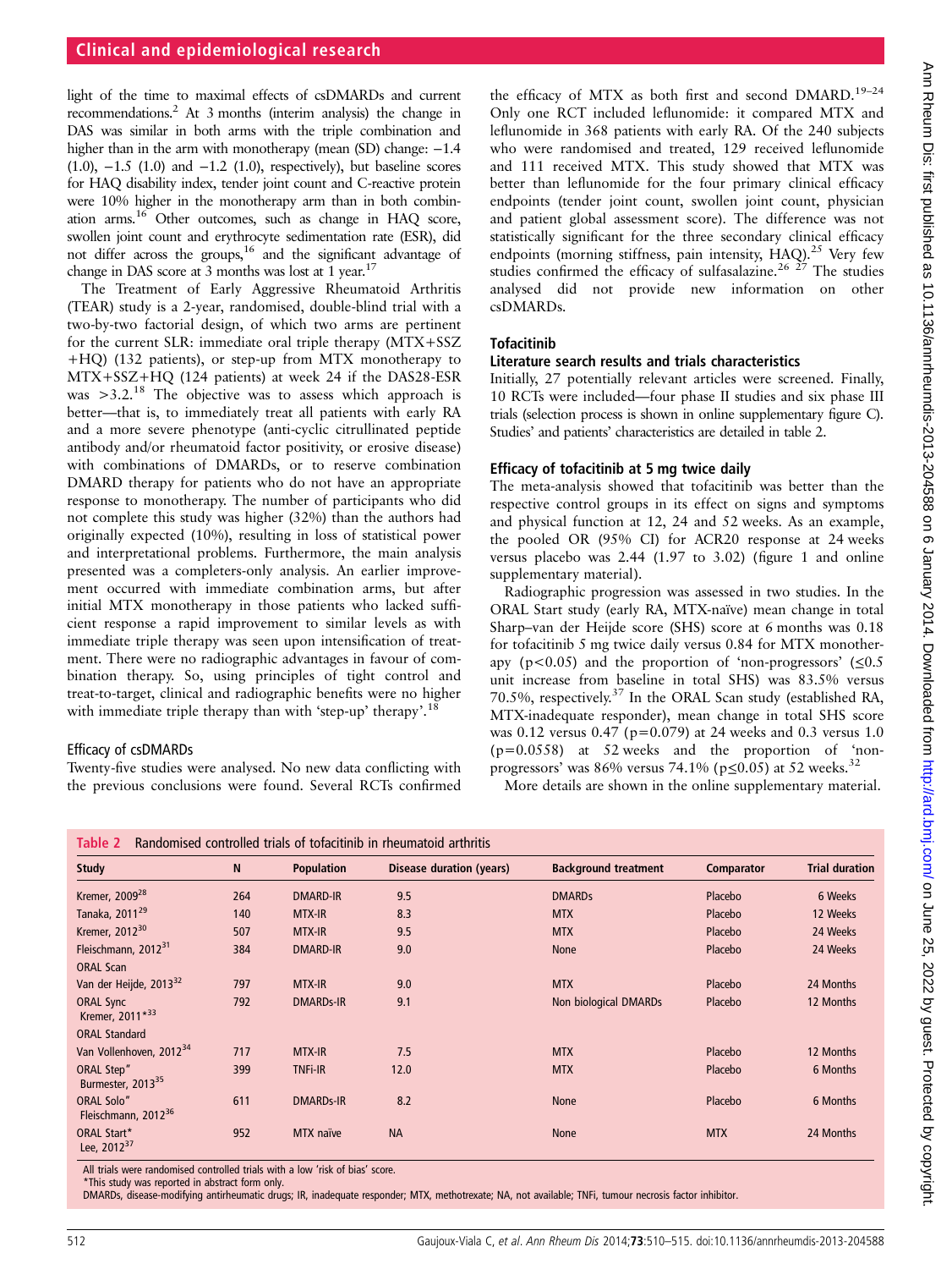light of the time to maximal effects of csDMARDs and current recommendations.[2] At 3 months (interim analysis) the change in DAS was similar in both arms with the triple combination and higher than in the arm with monotherapy (mean (SD) change: −1.4 (1.0), −1.5 (1.0) and −1.2 (1.0), respectively), but baseline scores for HAQ disability index, tender joint count and C-reactive protein were 10% higher in the monotherapy arm than in both combination arms.[16] Other outcomes, such as change in HAQ score, swollen joint count and erythrocyte sedimentation rate (ESR), did not differ across the groups,[16] and the significant advantage of change in DAS score at 3 months was lost at 1 year.[17]

The Treatment of Early Aggressive Rheumatoid Arthritis (TEAR) study is a 2-year, randomised, double-blind trial with a two-by-two factorial design, of which two arms are pertinent for the current SLR: immediate oral triple therapy (MTX+SSZ+HQ) (132 patients), or step-up from MTX monotherapy to MTX+SSZ+HQ (124 patients) at week 24 if the DAS28-ESR was >3.2.[18] The objective was to assess which approach is better—that is, to immediately treat all patients with early RA and a more severe phenotype (anti-cyclic citrullinated peptide antibody and/or rheumatoid factor positivity, or erosive disease) with combinations of DMARDs, or to reserve combination DMARD therapy for patients who do not have an appropriate response to monotherapy. The number of participants who did not complete this study was higher (32%) than the authors had originally expected (10%), resulting in loss of statistical power and interpretational problems. Furthermore, the main analysis presented was a completers-only analysis. An earlier improvement occurred with immediate combination arms, but after initial MTX monotherapy in those patients who lacked sufficient response a rapid improvement to similar levels as with immediate triple therapy was seen upon intensification of treatment. There were no radiographic advantages in favour of combination therapy. So, using principles of tight control and treat-to-target, clinical and radiographic benefits were no higher with immediate triple therapy than with 'step-up' therapy'.[18]

### Efficacy of csDMARDs

Twenty-five studies were analysed. No new data conflicting with the previous conclusions were found. Several RCTs confirmed the efficacy of MTX as both first and second DMARD.[19–24] Only one RCT included leflunomide: it compared MTX and leflunomide in 368 patients with early RA. Of the 240 subjects who were randomised and treated, 129 received leflunomide and 111 received MTX. This study showed that MTX was better than leflunomide for the four primary clinical efficacy endpoints (tender joint count, swollen joint count, physician and patient global assessment score). The difference was not statistically significant for the three secondary clinical efficacy endpoints (morning stiffness, pain intensity, HAQ).[25] Very few studies confirmed the efficacy of sulfasalazine.[26 27] The studies analysed did not provide new information on other csDMARDs.

## Tofacitinib

### Literature search results and trials characteristics

Initially, 27 potentially relevant articles were screened. Finally, 10 RCTs were included—four phase II studies and six phase III trials (selection process is shown in online supplementary figure C). Studies' and patients' characteristics are detailed in table 2.

### Efficacy of tofacitinib at 5 mg twice daily

The meta-analysis showed that tofacitinib was better than the respective control groups in its effect on signs and symptoms and physical function at 12, 24 and 52 weeks. As an example, the pooled OR (95% CI) for ACR20 response at 24 weeks versus placebo was 2.44 (1.97 to 3.02) (figure 1 and online supplementary material).

Radiographic progression was assessed in two studies. In the ORAL Start study (early RA, MTX-naïve) mean change in total Sharp–van der Heijde score (SHS) score at 6 months was 0.18 for tofacitinib 5 mg twice daily versus 0.84 for MTX monotherapy ($p<0.05$) and the proportion of 'non-progressors' (≤0.5 unit increase from baseline in total SHS) was 83.5% versus 70.5%, respectively.[37] In the ORAL Scan study (established RA, MTX-inadequate responder), mean change in total SHS score was 0.12 versus 0.47 ($p=0.079$) at 24 weeks and 0.3 versus 1.0 ($p=0.0558$) at 52 weeks and the proportion of 'non-progressors' was 86% versus 74.1% ($p\leq0.05$) at 52 weeks.[32]

More details are shown in the online supplementary material.

**Table 2** Randomised controlled trials of tofacitinib in rheumatoid arthritis

| Study | N | Population | Disease duration (years) | Background treatment | Comparator | Trial duration |
|---|---|---|---|---|---|---|
| Kremer, 2009[28] | 264 | DMARD-IR | 9.5 | DMARDs | Placebo | 6 Weeks |
| Tanaka, 2011[29] | 140 | MTX-IR | 8.3 | MTX | Placebo | 12 Weeks |
| Kremer, 2012[30] | 507 | MTX-IR | 9.5 | MTX | Placebo | 24 Weeks |
| Fleischmann, 2012[31] | 384 | DMARD-IR | 9.0 | None | Placebo | 24 Weeks |
| ORAL Scan Van der Heijde, 2013[32] | 797 | MTX-IR | 9.0 | MTX | Placebo | 24 Months |
| ORAL Sync Kremer, 2011*[33] | 792 | DMARDs-IR | 9.1 | Non biological DMARDs | Placebo | 12 Months |
| ORAL Standard Van Vollenhoven, 2012[34] | 717 | MTX-IR | 7.5 | MTX | Placebo | 12 Months |
| ORAL Step" Burmester, 2013[35] | 399 | TNFi-IR | 12.0 | MTX | Placebo | 6 Months |
| ORAL Solo" Fleischmann, 2012[36] | 611 | DMARDs-IR | 8.2 | None | Placebo | 6 Months |
| ORAL Start* Lee, 2012[37] | 952 | MTX naïve | NA | None | MTX | 24 Months |

All trials were randomised controlled trials with a low 'risk of bias' score.
*This study was reported in abstract form only.
DMARDs, disease-modifying antirheumatic drugs; IR, inadequate responder; MTX, methotrexate; NA, not available; TNFi, tumour necrosis factor inhibitor.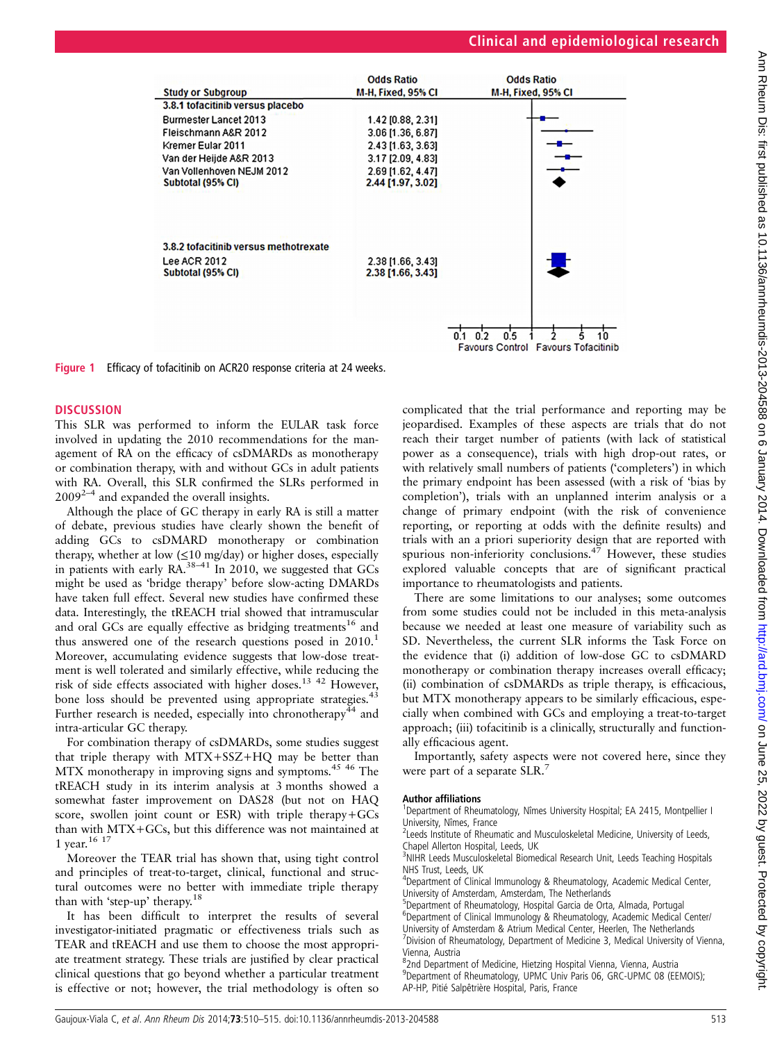Study or Subgroup | Odds Ratio M-H, Fixed, 95% CI | Odds Ratio M-H, Fixed, 95% CI

3.8.1 tofacitinib versus placebo

Burmester Lancet 2013 1.42 [0.88, 2.31]

Fleischmann A&R 2012 3.06 [1.36, 6.87]

Kremer Eular 2011 2.43 [1.63, 3.63]

Van der Heijde A&R 2013 3.17 [2.09, 4.83]

Van Vollenhoven NEJM 2012 2.69 [1.62, 4.47]

Subtotal (95% CI) 2.44 [1.97, 3.02]

3.8.2 tofacitinib versus methotrexate

Lee ACR 2012 2.38 [1.66, 3.43]

Subtotal (95% CI) 2.38 [1.66, 3.43]

0.1 0.2 0.5 1 2 5 10

Favours Control Favours Tofacitinib

**Figure 1** Efficacy of tofacitinib on ACR20 response criteria at 24 weeks.

## DISCUSSION

This SLR was performed to inform the EULAR task force involved in updating the 2010 recommendations for the management of RA on the efficacy of csDMARDs as monotherapy or combination therapy, with and without GCs in adult patients with RA. Overall, this SLR confirmed the SLRs performed in 2009[2–4] and expanded the overall insights.

Although the place of GC therapy in early RA is still a matter of debate, previous studies have clearly shown the benefit of adding GCs to csDMARD monotherapy or combination therapy, whether at low (≤10 mg/day) or higher doses, especially in patients with early RA.[38–41] In 2010, we suggested that GCs might be used as 'bridge therapy' before slow-acting DMARDs have taken full effect. Several new studies have confirmed these data. Interestingly, the tREACH trial showed that intramuscular and oral GCs are equally effective as bridging treatments[16] and thus answered one of the research questions posed in 2010.[1] Moreover, accumulating evidence suggests that low-dose treatment is well tolerated and similarly effective, while reducing the risk of side effects associated with higher doses.[13 42] However, bone loss should be prevented using appropriate strategies.[43] Further research is needed, especially into chronotherapy[44] and intra-articular GC therapy.

For combination therapy of csDMARDs, some studies suggest that triple therapy with MTX+SSZ+HQ may be better than MTX monotherapy in improving signs and symptoms.[45 46] The tREACH study in its interim analysis at 3 months showed a somewhat faster improvement on DAS28 (but not on HAQ score, swollen joint count or ESR) with triple therapy+GCs than with MTX+GCs, but this difference was not maintained at 1 year.[16 17]

Moreover the TEAR trial has shown that, using tight control and principles of treat-to-target, clinical, functional and structural outcomes were no better with immediate triple therapy than with 'step-up' therapy.[18]

It has been difficult to interpret the results of several investigator-initiated pragmatic or effectiveness trials such as TEAR and tREACH and use them to choose the most appropriate treatment strategy. These trials are justified by clear practical clinical questions that go beyond whether a particular treatment is effective or not; however, the trial methodology is often so complicated that the trial performance and reporting may be jeopardised. Examples of these aspects are trials that do not reach their target number of patients (with lack of statistical power as a consequence), trials with high drop-out rates, or with relatively small numbers of patients ('completers') in which the primary endpoint has been assessed (with a risk of 'bias by completion'), trials with an unplanned interim analysis or a change of primary endpoint (with the risk of convenience reporting, or reporting at odds with the definite results) and trials with an a priori superiority design that are reported with spurious non-inferiority conclusions.[47] However, these studies explored valuable concepts that are of significant practical importance to rheumatologists and patients.

There are some limitations to our analyses; some outcomes from some studies could not be included in this meta-analysis because we needed at least one measure of variability such as SD. Nevertheless, the current SLR informs the Task Force on the evidence that (i) addition of low-dose GC to csDMARD monotherapy or combination therapy increases overall efficacy; (ii) combination of csDMARDs such as triple therapy, is efficacious, but MTX monotherapy appears to be similarly efficacious, especially when combined with GCs and employing a treat-to-target approach; (iii) tofacitinib is a clinically, structurally and functionally efficacious agent.

Importantly, safety aspects were not covered here, since they were part of a separate SLR.[7]

### Author affiliations

[1]Department of Rheumatology, Nîmes University Hospital; EA 2415, Montpellier I University, Nîmes, France
[2]Leeds Institute of Rheumatic and Musculoskeletal Medicine, University of Leeds, Chapel Allerton Hospital, Leeds, UK
[3]NIHR Leeds Musculoskeletal Biomedical Research Unit, Leeds Teaching Hospitals NHS Trust, Leeds, UK
[4]Department of Clinical Immunology & Rheumatology, Academic Medical Center, University of Amsterdam, Amsterdam, The Netherlands
[5]Department of Rheumatology, Hospital Garcia de Orta, Almada, Portugal
[6]Department of Clinical Immunology & Rheumatology, Academic Medical Center/University of Amsterdam & Atrium Medical Center, Heerlen, The Netherlands
[7]Division of Rheumatology, Department of Medicine 3, Medical University of Vienna, Vienna, Austria
[8]2nd Department of Medicine, Hietzing Hospital Vienna, Vienna, Austria
[9]Department of Rheumatology, UPMC Univ Paris 06, GRC-UPMC 08 (EEMOIS); AP-HP, Pitié Salpêtrière Hospital, Paris, France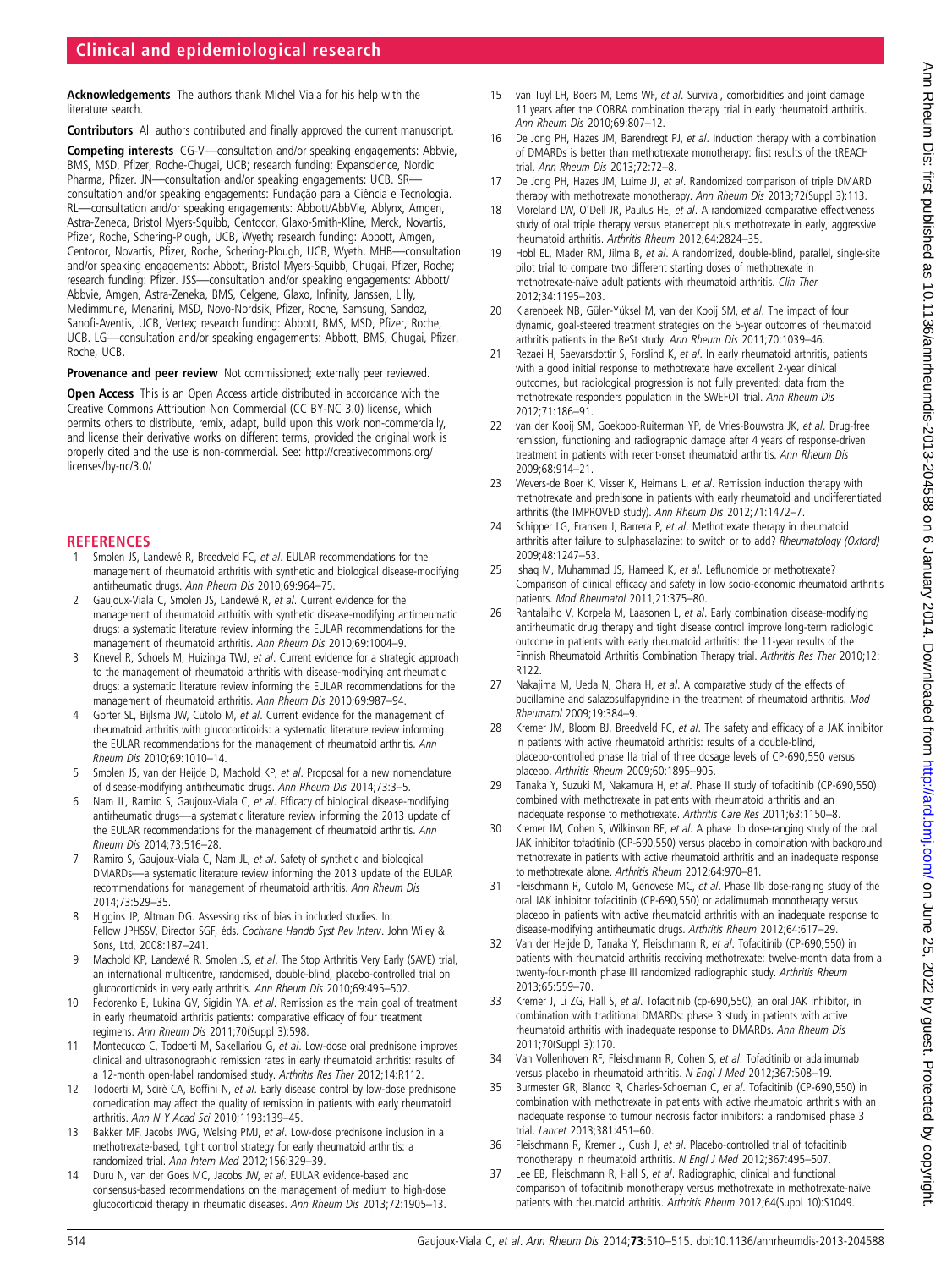**Acknowledgements** The authors thank Michel Viala for his help with the literature search.

**Contributors** All authors contributed and finally approved the current manuscript.

**Competing interests** CG-V—consultation and/or speaking engagements: Abbvie, BMS, MSD, Pfizer, Roche-Chugai, UCB; research funding: Expanscience, Nordic Pharma, Pfizer. JN—consultation and/or speaking engagements: UCB. SR—consultation and/or speaking engagements: Fundação para a Ciência e Tecnologia. RL—consultation and/or speaking engagements: Abbott/AbbVie, Ablynx, Amgen, Astra-Zeneca, Bristol Myers-Squibb, Centocor, Glaxo-Smith-Kline, Merck, Novartis, Pfizer, Roche, Schering-Plough, UCB, Wyeth; research funding: Abbott, Amgen, Centocor, Novartis, Pfizer, Roche, Schering-Plough, UCB, Wyeth. MHB—consultation and/or speaking engagements: Abbott, Bristol Myers-Squibb, Chugai, Pfizer, Roche; research funding: Pfizer. JSS—consultation and/or speaking engagements: Abbott/Abbvie, Amgen, Astra-Zeneka, BMS, Celgene, Glaxo, Infinity, Janssen, Lilly, Medimmune, Menarini, MSD, Novo-Nordsik, Pfizer, Roche, Samsung, Sandoz, Sanofi-Aventis, UCB, Vertex; research funding: Abbott, BMS, MSD, Pfizer, Roche, UCB. LG—consultation and/or speaking engagements: Abbott, BMS, Chugai, Pfizer, Roche, UCB.

**Provenance and peer review** Not commissioned; externally peer reviewed.

**Open Access** This is an Open Access article distributed in accordance with the Creative Commons Attribution Non Commercial (CC BY-NC 3.0) license, which permits others to distribute, remix, adapt, build upon this work non-commercially, and license their derivative works on different terms, provided the original work is properly cited and the use is non-commercial. See: http://creativecommons.org/licenses/by-nc/3.0/

## REFERENCES

1. Smolen JS, Landewé R, Breedveld FC, *et al*. EULAR recommendations for the management of rheumatoid arthritis with synthetic and biological disease-modifying antirheumatic drugs. *Ann Rheum Dis* 2010;69:964–75.
2. Gaujoux-Viala C, Smolen JS, Landewé R, *et al*. Current evidence for the management of rheumatoid arthritis with synthetic disease-modifying antirheumatic drugs: a systematic literature review informing the EULAR recommendations for the management of rheumatoid arthritis. *Ann Rheum Dis* 2010;69:1004–9.
3. Knevel R, Schoels M, Huizinga TWJ, *et al*. Current evidence for a strategic approach to the management of rheumatoid arthritis with disease-modifying antirheumatic drugs: a systematic literature review informing the EULAR recommendations for the management of rheumatoid arthritis. *Ann Rheum Dis* 2010;69:987–94.
4. Gorter SL, Bijlsma JW, Cutolo M, *et al*. Current evidence for the management of rheumatoid arthritis with glucocorticoids: a systematic literature review informing the EULAR recommendations for the management of rheumatoid arthritis. *Ann Rheum Dis* 2010;69:1010–14.
5. Smolen JS, van der Heijde D, Machold KP, *et al*. Proposal for a new nomenclature of disease-modifying antirheumatic drugs. *Ann Rheum Dis* 2014;73:3–5.
6. Nam JL, Ramiro S, Gaujoux-Viala C, *et al*. Efficacy of biological disease-modifying antirheumatic drugs—a systematic literature review informing the 2013 update of the EULAR recommendations for the management of rheumatoid arthritis. *Ann Rheum Dis* 2014;73:516–28.
7. Ramiro S, Gaujoux-Viala C, Nam JL, *et al*. Safety of synthetic and biological DMARDs—a systematic literature review informing the 2013 update of the EULAR recommendations for management of rheumatoid arthritis. *Ann Rheum Dis* 2014;73:529–35.
8. Higgins JP, Altman DG. Assessing risk of bias in included studies. In: Fellow JPHSSV, Director SGF, éds. *Cochrane Handb Syst Rev Interv*. John Wiley & Sons, Ltd, 2008:187–241.
9. Machold KP, Landewé R, Smolen JS, *et al*. The Stop Arthritis Very Early (SAVE) trial, an international multicentre, randomised, double-blind, placebo-controlled trial on glucocorticoids in very early arthritis. *Ann Rheum Dis* 2010;69:495–502.
10. Fedorenko E, Lukina GV, Sigidin YA, *et al*. Remission as the main goal of treatment in early rheumatoid arthritis patients: comparative efficacy of four treatment regimens. *Ann Rheum Dis* 2011;70(Suppl 3):598.
11. Montecucco C, Todoerti M, Sakellariou G, *et al*. Low-dose oral prednisone improves clinical and ultrasonographic remission rates in early rheumatoid arthritis: results of a 12-month open-label randomised study. *Arthritis Res Ther* 2012;14:R112.
12. Todoerti M, Scirè CA, Boffini N, *et al*. Early disease control by low-dose prednisone comedication may affect the quality of remission in patients with early rheumatoid arthritis. *Ann N Y Acad Sci* 2010;1193:139–45.
13. Bakker MF, Jacobs JWG, Welsing PMJ, *et al*. Low-dose prednisone inclusion in a methotrexate-based, tight control strategy for early rheumatoid arthritis: a randomized trial. *Ann Intern Med* 2012;156:329–39.
14. Duru N, van der Goes MC, Jacobs JW, *et al*. EULAR evidence-based and consensus-based recommendations on the management of medium to high-dose glucocorticoid therapy in rheumatic diseases. *Ann Rheum Dis* 2013;72:1905–13.
15. van Tuyl LH, Boers M, Lems WF, *et al*. Survival, comorbidities and joint damage 11 years after the COBRA combination therapy trial in early rheumatoid arthritis. *Ann Rheum Dis* 2010;69:807–12.
16. De Jong PH, Hazes JM, Barendregt PJ, *et al*. Induction therapy with a combination of DMARDs is better than methotrexate monotherapy: first results of the tREACH trial. *Ann Rheum Dis* 2013;72:72–8.
17. De Jong PH, Hazes JM, Luime JJ, *et al*. Randomized comparison of triple DMARD therapy with methotrexate monotherapy. *Ann Rheum Dis* 2013;72(Suppl 3):113.
18. Moreland LW, O'Dell JR, Paulus HE, *et al*. A randomized comparative effectiveness study of oral triple therapy versus etanercept plus methotrexate in early, aggressive rheumatoid arthritis. *Arthritis Rheum* 2012;64:2824–35.
19. Hobl EL, Mader RM, Jilma B, *et al*. A randomized, double-blind, parallel, single-site pilot trial to compare two different starting doses of methotrexate in methotrexate-naïve adult patients with rheumatoid arthritis. *Clin Ther* 2012;34:1195–203.
20. Klarenbeek NB, Güler-Yüksel M, van der Kooij SM, *et al*. The impact of four dynamic, goal-steered treatment strategies on the 5-year outcomes of rheumatoid arthritis patients in the BeSt study. *Ann Rheum Dis* 2011;70:1039–46.
21. Rezaei H, Saevarsdottir S, Forslind K, *et al*. In early rheumatoid arthritis, patients with a good initial response to methotrexate have excellent 2-year clinical outcomes, but radiological progression is not fully prevented: data from the methotrexate responders population in the SWEFOT trial. *Ann Rheum Dis* 2012;71:186–91.
22. van der Kooij SM, Goekoop-Ruiterman YP, de Vries-Bouwstra JK, *et al*. Drug-free remission, functioning and radiographic damage after 4 years of response-driven treatment in patients with recent-onset rheumatoid arthritis. *Ann Rheum Dis* 2009;68:914–21.
23. Wevers-de Boer K, Visser K, Heimans L, *et al*. Remission induction therapy with methotrexate and prednisone in patients with early rheumatoid and undifferentiated arthritis (the IMPROVED study). *Ann Rheum Dis* 2012;71:1472–7.
24. Schipper LG, Fransen J, Barrera P, *et al*. Methotrexate therapy in rheumatoid arthritis after failure to sulphasalazine: to switch or to add? *Rheumatology (Oxford)* 2009;48:1247–53.
25. Ishaq M, Muhammad JS, Hameed K, *et al*. Leflunomide or methotrexate? Comparison of clinical efficacy and safety in low socio-economic rheumatoid arthritis patients. *Mod Rheumatol* 2011;21:375–80.
26. Rantalaiho V, Korpela M, Laasonen L, *et al*. Early combination disease-modifying antirheumatic drug therapy and tight disease control improve long-term radiologic outcome in patients with early rheumatoid arthritis: the 11-year results of the Finnish Rheumatoid Arthritis Combination Therapy trial. *Arthritis Res Ther* 2010;12:R122.
27. Nakajima M, Ueda N, Ohara H, *et al*. A comparative study of the effects of bucillamine and salazosulfapyridine in the treatment of rheumatoid arthritis. *Mod Rheumatol* 2009;19:384–9.
28. Kremer JM, Bloom BJ, Breedveld FC, *et al*. The safety and efficacy of a JAK inhibitor in patients with active rheumatoid arthritis: results of a double-blind, placebo-controlled phase IIa trial of three dosage levels of CP-690,550 versus placebo. *Arthritis Rheum* 2009;60:1895–905.
29. Tanaka Y, Suzuki M, Nakamura H, *et al*. Phase II study of tofacitinib (CP-690,550) combined with methotrexate in patients with rheumatoid arthritis and an inadequate response to methotrexate. *Arthritis Care Res* 2011;63:1150–8.
30. Kremer JM, Cohen S, Wilkinson BE, *et al*. A phase IIb dose-ranging study of the oral JAK inhibitor tofacitinib (CP-690,550) versus placebo in combination with background methotrexate in patients with active rheumatoid arthritis and an inadequate response to methotrexate alone. *Arthritis Rheum* 2012;64:970–81.
31. Fleischmann R, Cutolo M, Genovese MC, *et al*. Phase IIb dose-ranging study of the oral JAK inhibitor tofacitinib (CP-690,550) or adalimumab monotherapy versus placebo in patients with active rheumatoid arthritis with an inadequate response to disease-modifying antirheumatic drugs. *Arthritis Rheum* 2012;64:617–29.
32. Van der Heijde D, Tanaka Y, Fleischmann R, *et al*. Tofacitinib (CP-690,550) in patients with rheumatoid arthritis receiving methotrexate: twelve-month data from a twenty-four-month phase III randomized radiographic study. *Arthritis Rheum* 2013;65:559–70.
33. Kremer J, Li ZG, Hall S, *et al*. Tofacitinib (cp-690,550), an oral JAK inhibitor, in combination with traditional DMARDs: phase 3 study in patients with active rheumatoid arthritis with inadequate response to DMARDs. *Ann Rheum Dis* 2011;70(Suppl 3):170.
34. Van Vollenhoven RF, Fleischmann R, Cohen S, *et al*. Tofacitinib or adalimumab versus placebo in rheumatoid arthritis. *N Engl J Med* 2012;367:508–19.
35. Burmester GR, Blanco R, Charles-Schoeman C, *et al*. Tofacitinib (CP-690,550) in combination with methotrexate in patients with active rheumatoid arthritis with an inadequate response to tumour necrosis factor inhibitors: a randomised phase 3 trial. *Lancet* 2013;381:451–60.
36. Fleischmann R, Kremer J, Cush J, *et al*. Placebo-controlled trial of tofacitinib monotherapy in rheumatoid arthritis. *N Engl J Med* 2012;367:495–507.
37. Lee EB, Fleischmann R, Hall S, *et al*. Radiographic, clinical and functional comparison of tofacitinib monotherapy versus methotrexate in methotrexate-naïve patients with rheumatoid arthritis. *Arthritis Rheum* 2012;64(Suppl 10):S1049.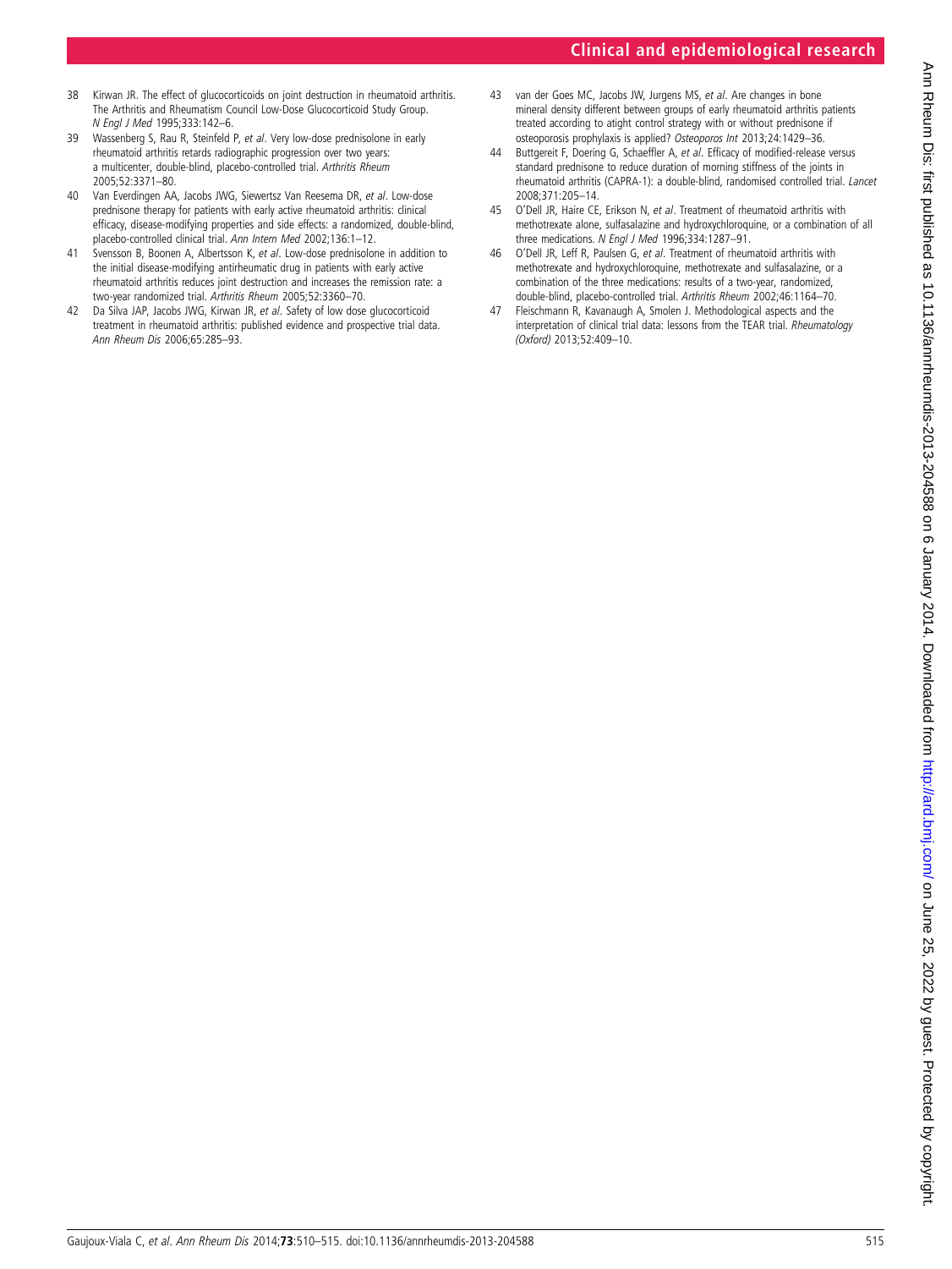38 Kirwan JR. The effect of glucocorticoids on joint destruction in rheumatoid arthritis. The Arthritis and Rheumatism Council Low-Dose Glucocorticoid Study Group. *N Engl J Med* 1995;333:142–6.

39 Wassenberg S, Rau R, Steinfeld P, *et al*. Very low-dose prednisolone in early rheumatoid arthritis retards radiographic progression over two years: a multicenter, double-blind, placebo-controlled trial. *Arthritis Rheum* 2005;52:3371–80.

40 Van Everdingen AA, Jacobs JWG, Siewertsz Van Reesema DR, *et al*. Low-dose prednisone therapy for patients with early active rheumatoid arthritis: clinical efficacy, disease-modifying properties and side effects: a randomized, double-blind, placebo-controlled clinical trial. *Ann Intern Med* 2002;136:1–12.

41 Svensson B, Boonen A, Albertsson K, *et al*. Low-dose prednisolone in addition to the initial disease-modifying antirheumatic drug in patients with early active rheumatoid arthritis reduces joint destruction and increases the remission rate: a two-year randomized trial. *Arthritis Rheum* 2005;52:3360–70.

42 Da Silva JAP, Jacobs JWG, Kirwan JR, *et al*. Safety of low dose glucocorticoid treatment in rheumatoid arthritis: published evidence and prospective trial data. *Ann Rheum Dis* 2006;65:285–93.

43 van der Goes MC, Jacobs JW, Jurgens MS, *et al*. Are changes in bone mineral density different between groups of early rheumatoid arthritis patients treated according to atight control strategy with or without prednisone if osteoporosis prophylaxis is applied? *Osteoporos Int* 2013;24:1429–36.

44 Buttgereit F, Doering G, Schaeffler A, *et al*. Efficacy of modified-release versus standard prednisone to reduce duration of morning stiffness of the joints in rheumatoid arthritis (CAPRA-1): a double-blind, randomised controlled trial. *Lancet* 2008;371:205–14.

45 O'Dell JR, Haire CE, Erikson N, *et al*. Treatment of rheumatoid arthritis with methotrexate alone, sulfasalazine and hydroxychloroquine, or a combination of all three medications. *N Engl J Med* 1996;334:1287–91.

46 O'Dell JR, Leff R, Paulsen G, *et al*. Treatment of rheumatoid arthritis with methotrexate and hydroxychloroquine, methotrexate and sulfasalazine, or a combination of the three medications: results of a two-year, randomized, double-blind, placebo-controlled trial. *Arthritis Rheum* 2002;46:1164–70.

47 Fleischmann R, Kavanaugh A, Smolen J. Methodological aspects and the interpretation of clinical trial data: lessons from the TEAR trial. *Rheumatology (Oxford)* 2013;52:409–10.